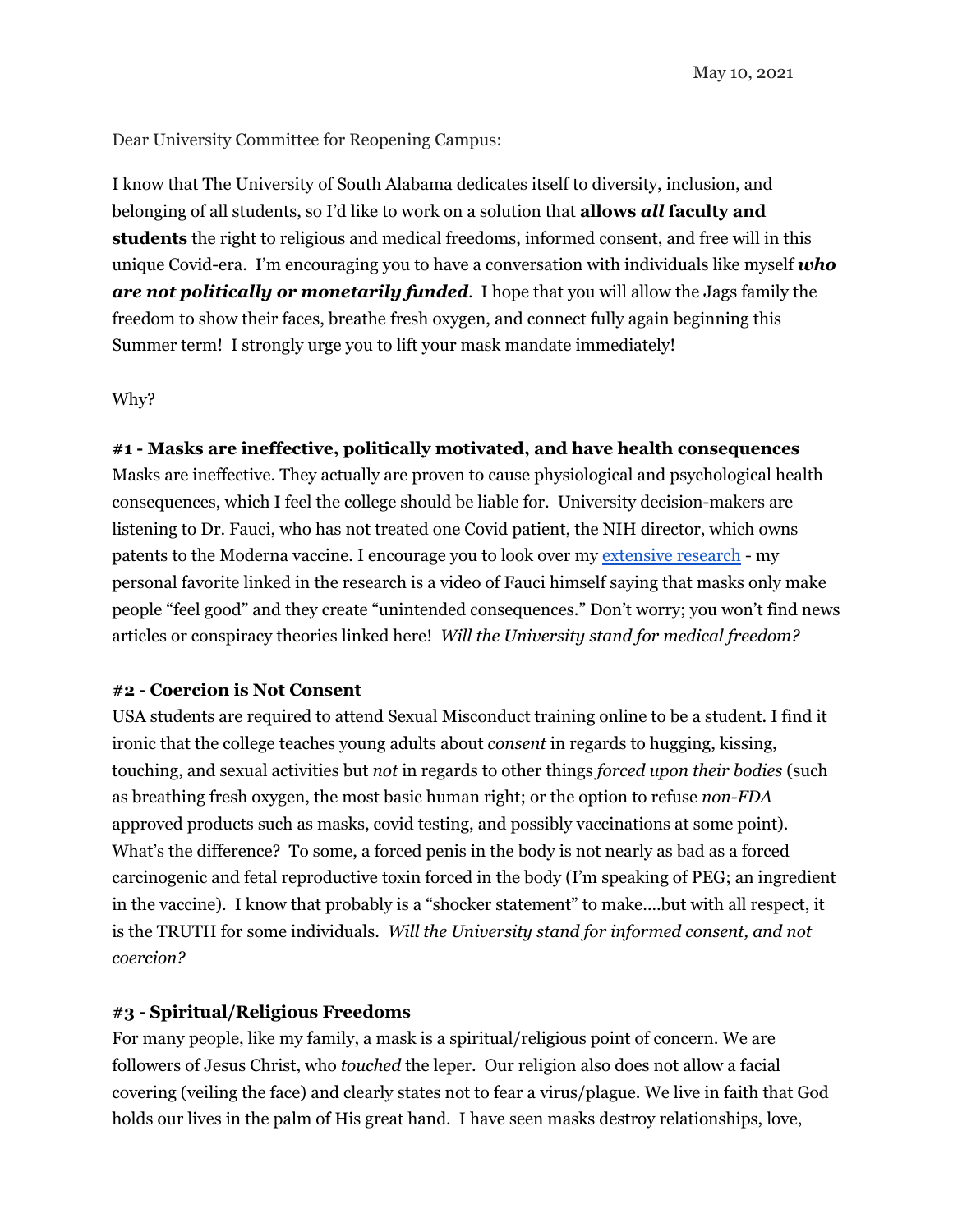May 10, 2021

Dear University Committee for Reopening Campus:

I know that The University of South Alabama dedicates itself to diversity, inclusion, and belonging of all students, so I'd like to work on a solution that **allows *all* faculty and students** the right to religious and medical freedoms, informed consent, and free will in this unique Covid-era. I'm encouraging you to have a conversation with individuals like myself ***who are not politically or monetarily funded***. I hope that you will allow the Jags family the freedom to show their faces, breathe fresh oxygen, and connect fully again beginning this Summer term! I strongly urge you to lift your mask mandate immediately!

Why?

**#1 - Masks are ineffective, politically motivated, and have health consequences**

Masks are ineffective. They actually are proven to cause physiological and psychological health consequences, which I feel the college should be liable for. University decision-makers are listening to Dr. Fauci, who has not treated one Covid patient, the NIH director, which owns patents to the Moderna vaccine. I encourage you to look over my extensive research - my personal favorite linked in the research is a video of Fauci himself saying that masks only make people "feel good" and they create "unintended consequences." Don't worry; you won't find news articles or conspiracy theories linked here! *Will the University stand for medical freedom?*

**#2 - Coercion is Not Consent**

USA students are required to attend Sexual Misconduct training online to be a student. I find it ironic that the college teaches young adults about *consent* in regards to hugging, kissing, touching, and sexual activities but *not* in regards to other things *forced upon their bodies* (such as breathing fresh oxygen, the most basic human right; or the option to refuse *non-FDA* approved products such as masks, covid testing, and possibly vaccinations at some point). What's the difference? To some, a forced penis in the body is not nearly as bad as a forced carcinogenic and fetal reproductive toxin forced in the body (I'm speaking of PEG; an ingredient in the vaccine). I know that probably is a "shocker statement" to make….but with all respect, it is the TRUTH for some individuals. *Will the University stand for informed consent, and not coercion?*

**#3 - Spiritual/Religious Freedoms**

For many people, like my family, a mask is a spiritual/religious point of concern. We are followers of Jesus Christ, who *touched* the leper. Our religion also does not allow a facial covering (veiling the face) and clearly states not to fear a virus/plague. We live in faith that God holds our lives in the palm of His great hand. I have seen masks destroy relationships, love,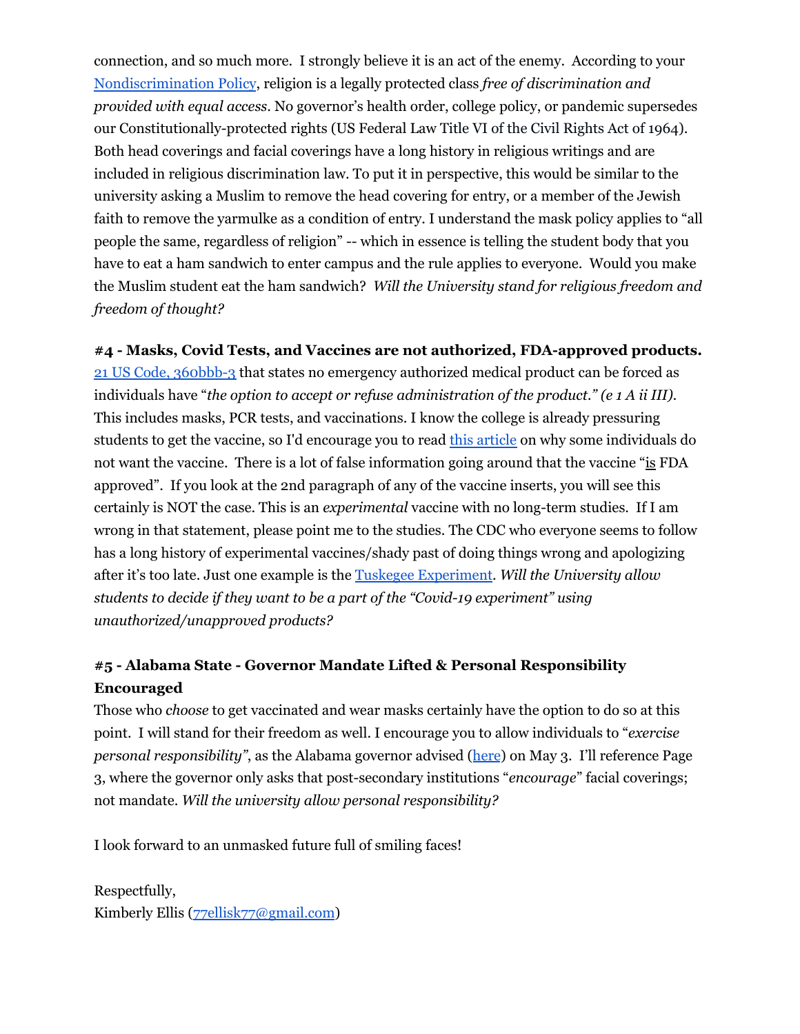connection, and so much more. I strongly believe it is an act of the enemy. According to your [Nondiscrimination Policy](), religion is a legally protected class *free of discrimination and provided with equal access*. No governor's health order, college policy, or pandemic supersedes our Constitutionally-protected rights (US Federal Law Title VI of the Civil Rights Act of 1964). Both head coverings and facial coverings have a long history in religious writings and are included in religious discrimination law. To put it in perspective, this would be similar to the university asking a Muslim to remove the head covering for entry, or a member of the Jewish faith to remove the yarmulke as a condition of entry. I understand the mask policy applies to "all people the same, regardless of religion" -- which in essence is telling the student body that you have to eat a ham sandwich to enter campus and the rule applies to everyone. Would you make the Muslim student eat the ham sandwich? *Will the University stand for religious freedom and freedom of thought?*

**#4 - Masks, Covid Tests, and Vaccines are not authorized, FDA-approved products.** [21 US Code, 360bbb-3]() that states no emergency authorized medical product can be forced as individuals have "*the option to accept or refuse administration of the product." (e 1 A ii III)*. This includes masks, PCR tests, and vaccinations. I know the college is already pressuring students to get the vaccine, so I'd encourage you to read [this article]() on why some individuals do not want the vaccine. There is a lot of false information going around that the vaccine "is FDA approved". If you look at the 2nd paragraph of any of the vaccine inserts, you will see this certainly is NOT the case. This is an *experimental* vaccine with no long-term studies. If I am wrong in that statement, please point me to the studies. The CDC who everyone seems to follow has a long history of experimental vaccines/shady past of doing things wrong and apologizing after it's too late. Just one example is the [Tuskegee Experiment](). *Will the University allow students to decide if they want to be a part of the "Covid-19 experiment" using unauthorized/unapproved products?*

**#5 - Alabama State - Governor Mandate Lifted & Personal Responsibility Encouraged**

Those who *choose* to get vaccinated and wear masks certainly have the option to do so at this point. I will stand for their freedom as well. I encourage you to allow individuals to "*exercise personal responsibility"*, as the Alabama governor advised ([here]()) on May 3. I'll reference Page 3, where the governor only asks that post-secondary institutions "*encourage*" facial coverings; not mandate. *Will the university allow personal responsibility?*

I look forward to an unmasked future full of smiling faces!

Respectfully,
Kimberly Ellis ([77ellisk77@gmail.com]())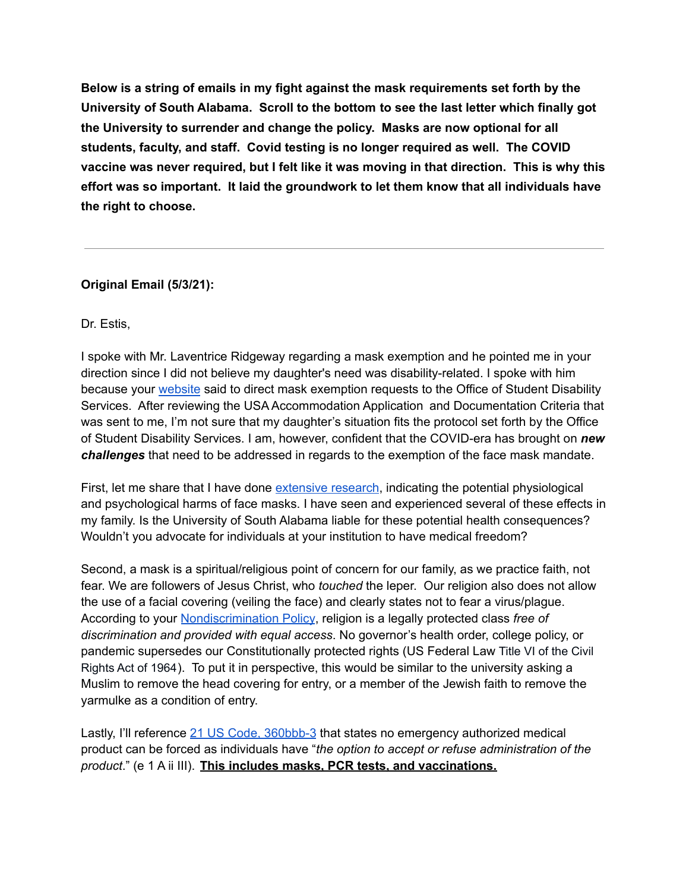**Below is a string of emails in my fight against the mask requirements set forth by the University of South Alabama. Scroll to the bottom to see the last letter which finally got the University to surrender and change the policy. Masks are now optional for all students, faculty, and staff. Covid testing is no longer required as well. The COVID vaccine was never required, but I felt like it was moving in that direction. This is why this effort was so important. It laid the groundwork to let them know that all individuals have the right to choose.**

---

**Original Email (5/3/21):**

Dr. Estis,

I spoke with Mr. Laventrice Ridgeway regarding a mask exemption and he pointed me in your direction since I did not believe my daughter's need was disability-related. I spoke with him because your website said to direct mask exemption requests to the Office of Student Disability Services. After reviewing the USA Accommodation Application and Documentation Criteria that was sent to me, I'm not sure that my daughter's situation fits the protocol set forth by the Office of Student Disability Services. I am, however, confident that the COVID-era has brought on ***new challenges*** that need to be addressed in regards to the exemption of the face mask mandate.

First, let me share that I have done extensive research, indicating the potential physiological and psychological harms of face masks. I have seen and experienced several of these effects in my family. Is the University of South Alabama liable for these potential health consequences? Wouldn't you advocate for individuals at your institution to have medical freedom?

Second, a mask is a spiritual/religious point of concern for our family, as we practice faith, not fear. We are followers of Jesus Christ, who *touched* the leper. Our religion also does not allow the use of a facial covering (veiling the face) and clearly states not to fear a virus/plague. According to your Nondiscrimination Policy, religion is a legally protected class *free of discrimination and provided with equal access*. No governor's health order, college policy, or pandemic supersedes our Constitutionally protected rights (US Federal Law Title VI of the Civil Rights Act of 1964). To put it in perspective, this would be similar to the university asking a Muslim to remove the head covering for entry, or a member of the Jewish faith to remove the yarmulke as a condition of entry.

Lastly, I'll reference 21 US Code, 360bbb-3 that states no emergency authorized medical product can be forced as individuals have "*the option to accept or refuse administration of the product*." (e 1 A ii III). **This includes masks, PCR tests, and vaccinations.**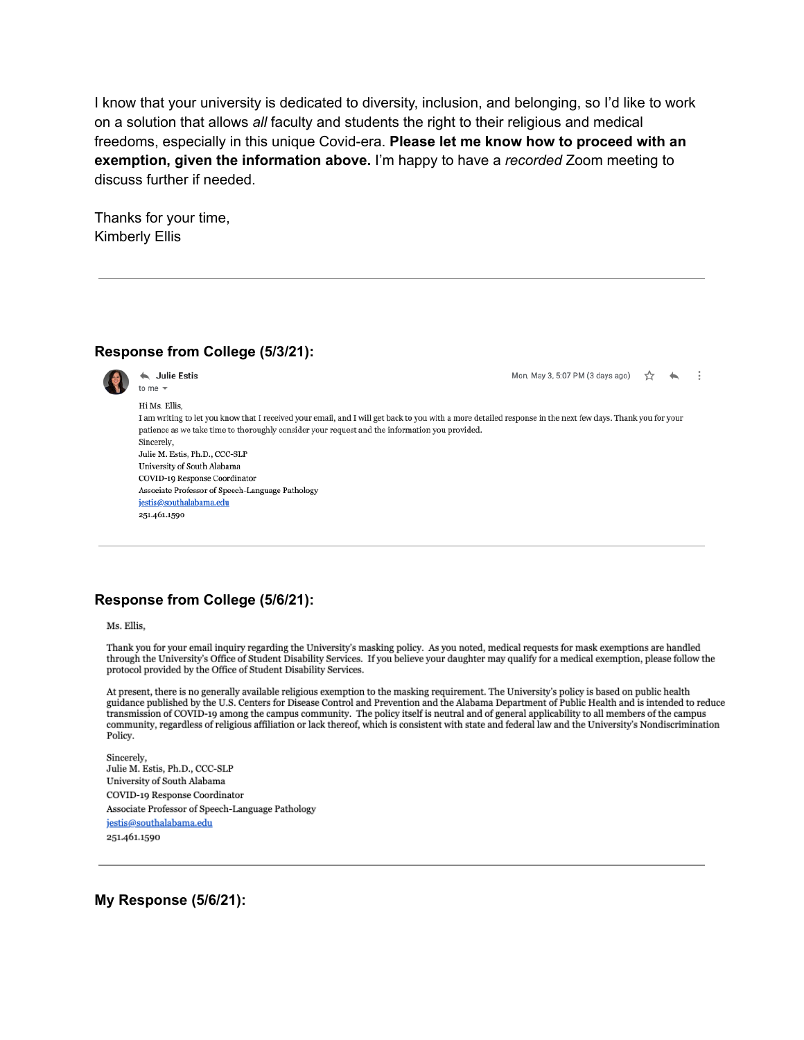I know that your university is dedicated to diversity, inclusion, and belonging, so I'd like to work on a solution that allows *all* faculty and students the right to their religious and medical freedoms, especially in this unique Covid-era. **Please let me know how to proceed with an exemption, given the information above.** I'm happy to have a *recorded* Zoom meeting to discuss further if needed.

Thanks for your time,
Kimberly Ellis

---

### Response from College (5/3/21):

**Julie Estis**
to me

Mon, May 3, 5:07 PM (3 days ago)

Hi Ms. Ellis,
I am writing to let you know that I received your email, and I will get back to you with a more detailed response in the next few days. Thank you for your patience as we take time to thoroughly consider your request and the information you provided.
Sincerely,
Julie M. Estis, Ph.D., CCC-SLP
University of South Alabama
COVID-19 Response Coordinator
Associate Professor of Speech-Language Pathology
jestis@southalabama.edu
251.461.1590

---

### Response from College (5/6/21):

Ms. Ellis,

Thank you for your email inquiry regarding the University's masking policy. As you noted, medical requests for mask exemptions are handled through the University's Office of Student Disability Services. If you believe your daughter may qualify for a medical exemption, please follow the protocol provided by the Office of Student Disability Services.

At present, there is no generally available religious exemption to the masking requirement. The University's policy is based on public health guidance published by the U.S. Centers for Disease Control and Prevention and the Alabama Department of Public Health and is intended to reduce transmission of COVID-19 among the campus community. The policy itself is neutral and of general applicability to all members of the campus community, regardless of religious affiliation or lack thereof, which is consistent with state and federal law and the University's Nondiscrimination Policy.

Sincerely,
Julie M. Estis, Ph.D., CCC-SLP
University of South Alabama
COVID-19 Response Coordinator
Associate Professor of Speech-Language Pathology
jestis@southalabama.edu
251.461.1590

---

### My Response (5/6/21):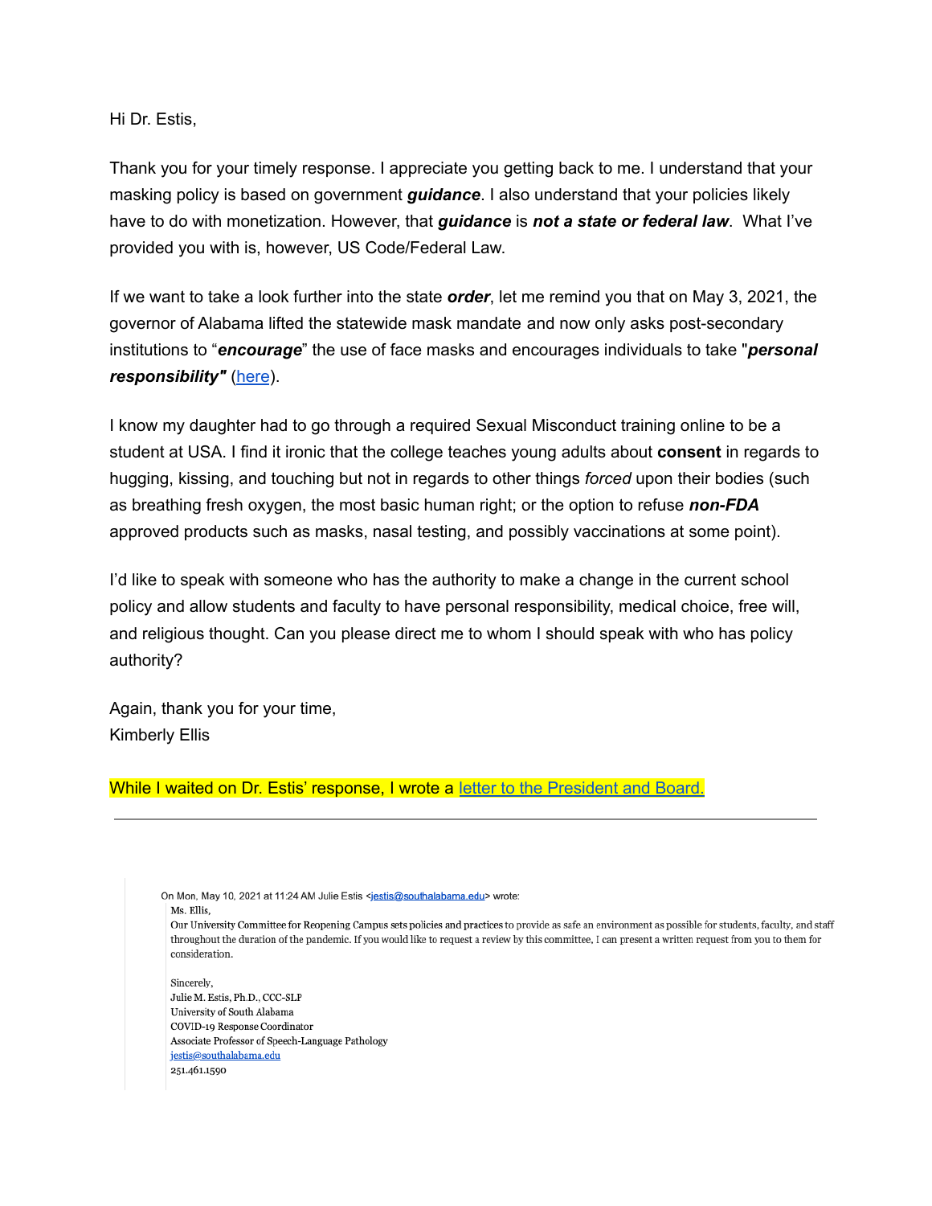Hi Dr. Estis,

Thank you for your timely response. I appreciate you getting back to me. I understand that your masking policy is based on government ***guidance***. I also understand that your policies likely have to do with monetization. However, that ***guidance*** is ***not a state or federal law***. What I've provided you with is, however, US Code/Federal Law.

If we want to take a look further into the state ***order***, let me remind you that on May 3, 2021, the governor of Alabama lifted the statewide mask mandate and now only asks post-secondary institutions to "***encourage***" the use of face masks and encourages individuals to take "***personal responsibility"*** ([here]()).

I know my daughter had to go through a required Sexual Misconduct training online to be a student at USA. I find it ironic that the college teaches young adults about **consent** in regards to hugging, kissing, and touching but not in regards to other things *forced* upon their bodies (such as breathing fresh oxygen, the most basic human right; or the option to refuse ***non-FDA*** approved products such as masks, nasal testing, and possibly vaccinations at some point).

I'd like to speak with someone who has the authority to make a change in the current school policy and allow students and faculty to have personal responsibility, medical choice, free will, and religious thought. Can you please direct me to whom I should speak with who has policy authority?

Again, thank you for your time,
Kimberly Ellis

While I waited on Dr. Estis' response, I wrote a [letter to the President and Board.]()

---

> On Mon, May 10, 2021 at 11:24 AM Julie Estis <jestis@southalabama.edu> wrote:
>
> Ms. Ellis,
>
> Our University Committee for Reopening Campus sets policies and practices to provide as safe an environment as possible for students, faculty, and staff throughout the duration of the pandemic. If you would like to request a review by this committee, I can present a written request from you to them for consideration.
>
> Sincerely,
> Julie M. Estis, Ph.D., CCC-SLP
> University of South Alabama
> COVID-19 Response Coordinator
> Associate Professor of Speech-Language Pathology
> jestis@southalabama.edu
> 251.461.1590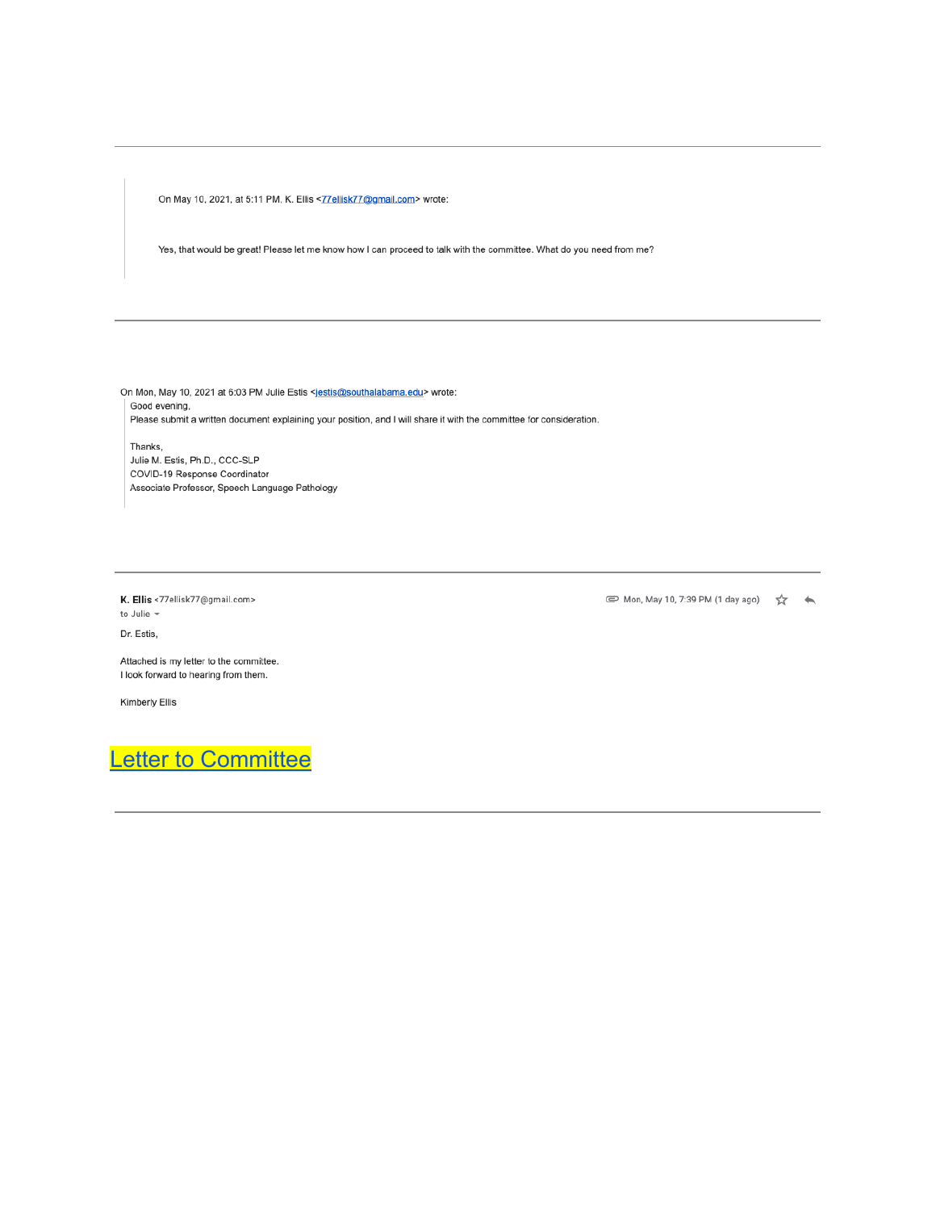---

> On May 10, 2021, at 5:11 PM, K. Ellis <77ellisk77@gmail.com> wrote:
>
> Yes, that would be great! Please let me know how I can proceed to talk with the committee. What do you need from me?

---

On Mon, May 10, 2021 at 6:03 PM Julie Estis <jestis@southalabama.edu> wrote:

> Good evening,
> Please submit a written document explaining your position, and I will share it with the committee for consideration.
>
> Thanks,
> Julie M. Estis, Ph.D., CCC-SLP
> COVID-19 Response Coordinator
> Associate Professor, Speech Language Pathology

---

**K. Ellis** <77ellisk77@gmail.com>
to Julie

Mon, May 10, 7:39 PM (1 day ago)

Dr. Estis,

Attached is my letter to the committee.
I look forward to hearing from them.

Kimberly Ellis

## Letter to Committee

---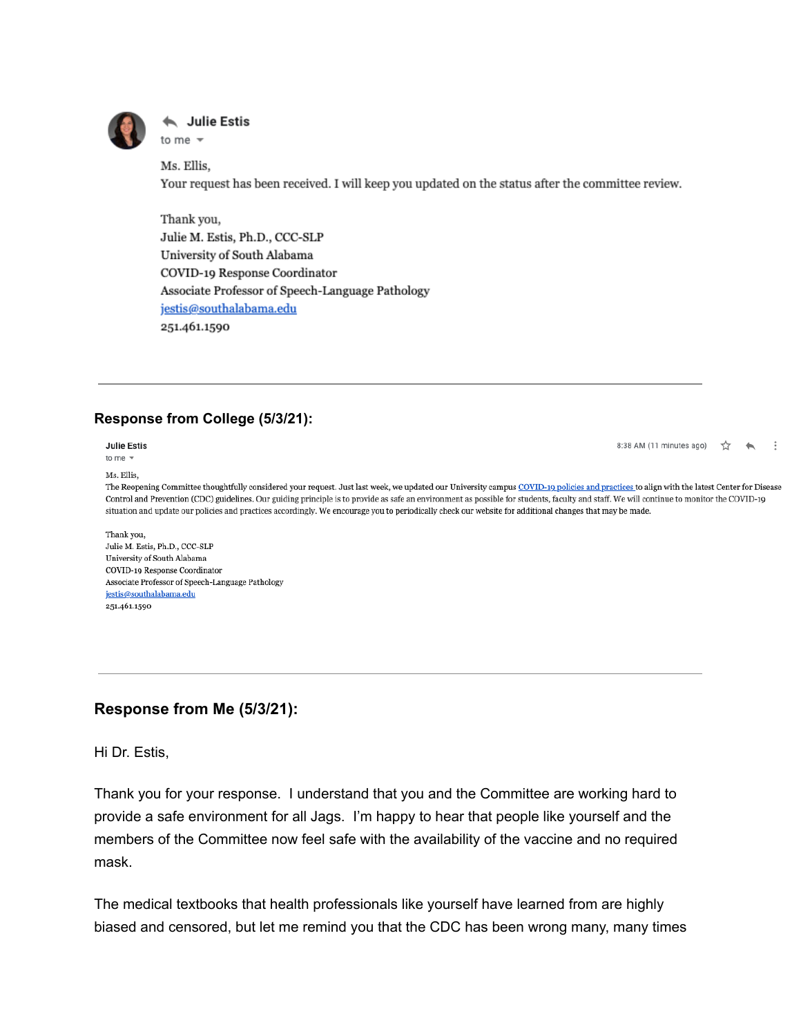Julie Estis
to me

Ms. Ellis,
Your request has been received. I will keep you updated on the status after the committee review.

Thank you,
Julie M. Estis, Ph.D., CCC-SLP
University of South Alabama
COVID-19 Response Coordinator
Associate Professor of Speech-Language Pathology
jestis@southalabama.edu
251.461.1590

---

### Response from College (5/3/21):

Julie Estis
to me

8:38 AM (11 minutes ago)

Ms. Ellis,
The Reopening Committee thoughtfully considered your request. Just last week, we updated our University campus COVID-19 policies and practices to align with the latest Center for Disease Control and Prevention (CDC) guidelines. Our guiding principle is to provide as safe an environment as possible for students, faculty and staff. We will continue to monitor the COVID-19 situation and update our policies and practices accordingly. We encourage you to periodically check our website for additional changes that may be made.

Thank you,
Julie M. Estis, Ph.D., CCC-SLP
University of South Alabama
COVID-19 Response Coordinator
Associate Professor of Speech-Language Pathology
jestis@southalabama.edu
251.461.1590

---

### Response from Me (5/3/21):

Hi Dr. Estis,

Thank you for your response. I understand that you and the Committee are working hard to provide a safe environment for all Jags. I'm happy to hear that people like yourself and the members of the Committee now feel safe with the availability of the vaccine and no required mask.

The medical textbooks that health professionals like yourself have learned from are highly biased and censored, but let me remind you that the CDC has been wrong many, many times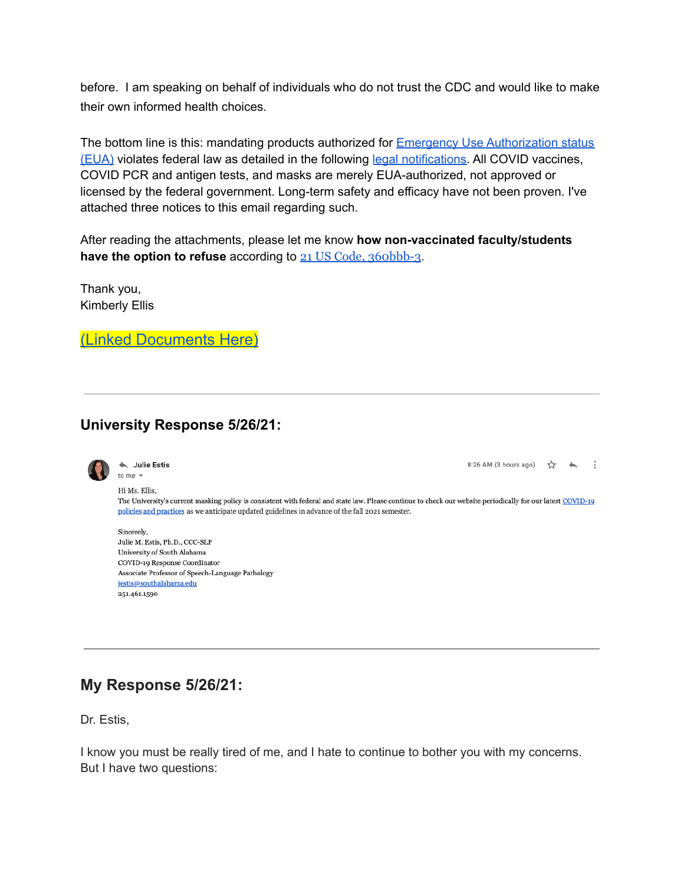before. I am speaking on behalf of individuals who do not trust the CDC and would like to make their own informed health choices.

The bottom line is this: mandating products authorized for Emergency Use Authorization status (EUA) violates federal law as detailed in the following legal notifications. All COVID vaccines, COVID PCR and antigen tests, and masks are merely EUA-authorized, not approved or licensed by the federal government. Long-term safety and efficacy have not been proven. I've attached three notices to this email regarding such.

After reading the attachments, please let me know **how non-vaccinated faculty/students have the option to refuse** according to 21 US Code, 360bbb-3.

Thank you,
Kimberly Ellis

(Linked Documents Here)

---

## University Response 5/26/21:

Julie Estis
to me

8:26 AM (3 hours ago)

Hi Ms. Ellis,

The University's current masking policy is consistent with federal and state law. Please continue to check our website periodically for our latest COVID-19 policies and practices as we anticipate updated guidelines in advance of the fall 2021 semester.

Sincerely,
Julie M. Estis, Ph.D., CCC-SLP
University of South Alabama
COVID-19 Response Coordinator
Associate Professor of Speech-Language Pathology
jestis@southalabama.edu
251.461.1590

---

## My Response 5/26/21:

Dr. Estis,

I know you must be really tired of me, and I hate to continue to bother you with my concerns. But I have two questions: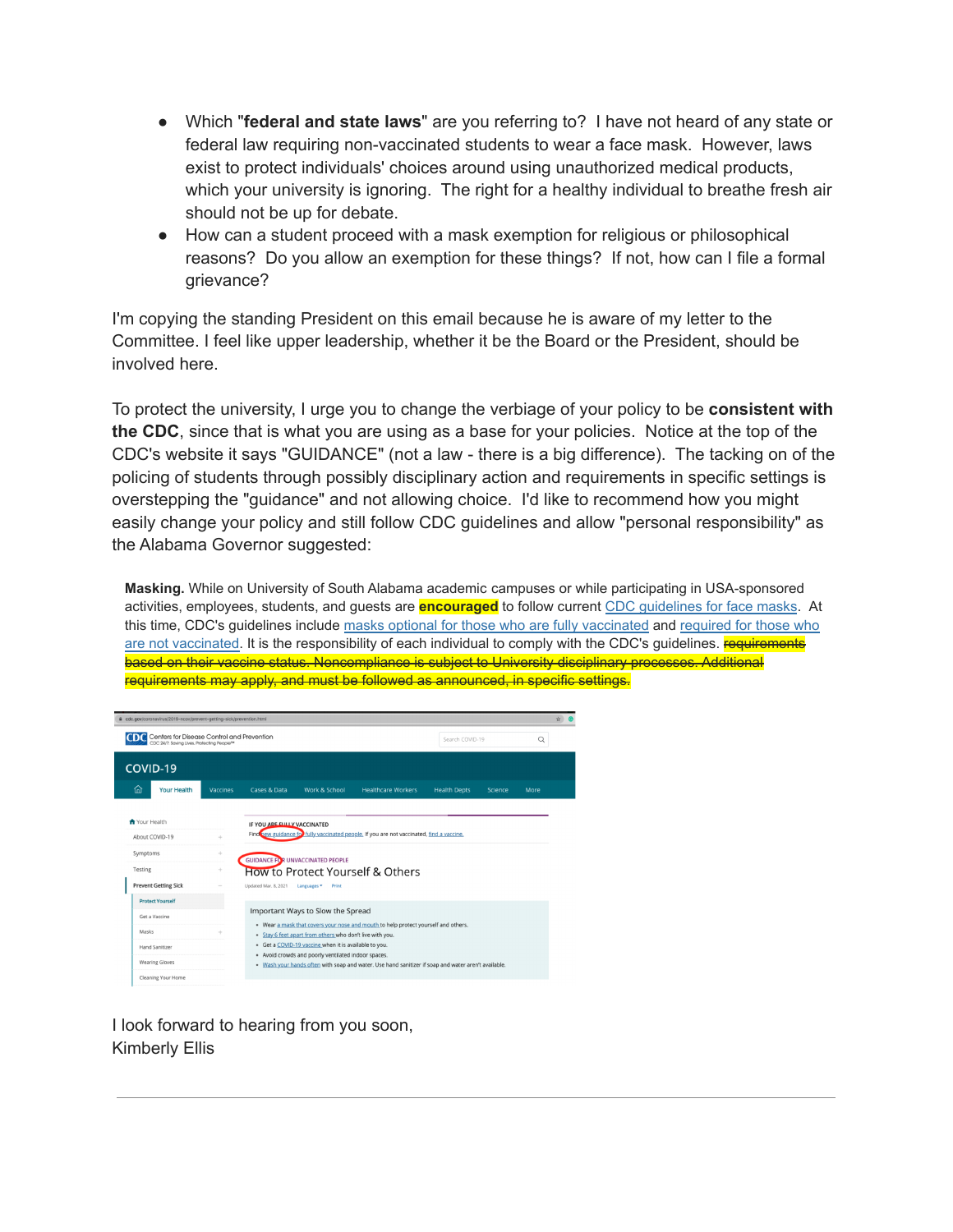- Which "**federal and state laws**" are you referring to? I have not heard of any state or federal law requiring non-vaccinated students to wear a face mask. However, laws exist to protect individuals' choices around using unauthorized medical products, which your university is ignoring. The right for a healthy individual to breathe fresh air should not be up for debate.
- How can a student proceed with a mask exemption for religious or philosophical reasons? Do you allow an exemption for these things? If not, how can I file a formal grievance?

I'm copying the standing President on this email because he is aware of my letter to the Committee. I feel like upper leadership, whether it be the Board or the President, should be involved here.

To protect the university, I urge you to change the verbiage of your policy to be **consistent with the CDC**, since that is what you are using as a base for your policies. Notice at the top of the CDC's website it says "GUIDANCE" (not a law - there is a big difference). The tacking on of the policing of students through possibly disciplinary action and requirements in specific settings is overstepping the "guidance" and not allowing choice. I'd like to recommend how you might easily change your policy and still follow CDC guidelines and allow "personal responsibility" as the Alabama Governor suggested:

> **Masking.** While on University of South Alabama academic campuses or while participating in USA-sponsored activities, employees, students, and guests are **encouraged** to follow current CDC guidelines for face masks. At this time, CDC's guidelines include masks optional for those who are fully vaccinated and required for those who are not vaccinated. It is the responsibility of each individual to comply with the CDC's guidelines. ~~requirements based on their vaccine status. Noncompliance is subject to University disciplinary processes. Additional requirements may apply, and must be followed as announced, in specific settings.~~

I look forward to hearing from you soon,
Kimberly Ellis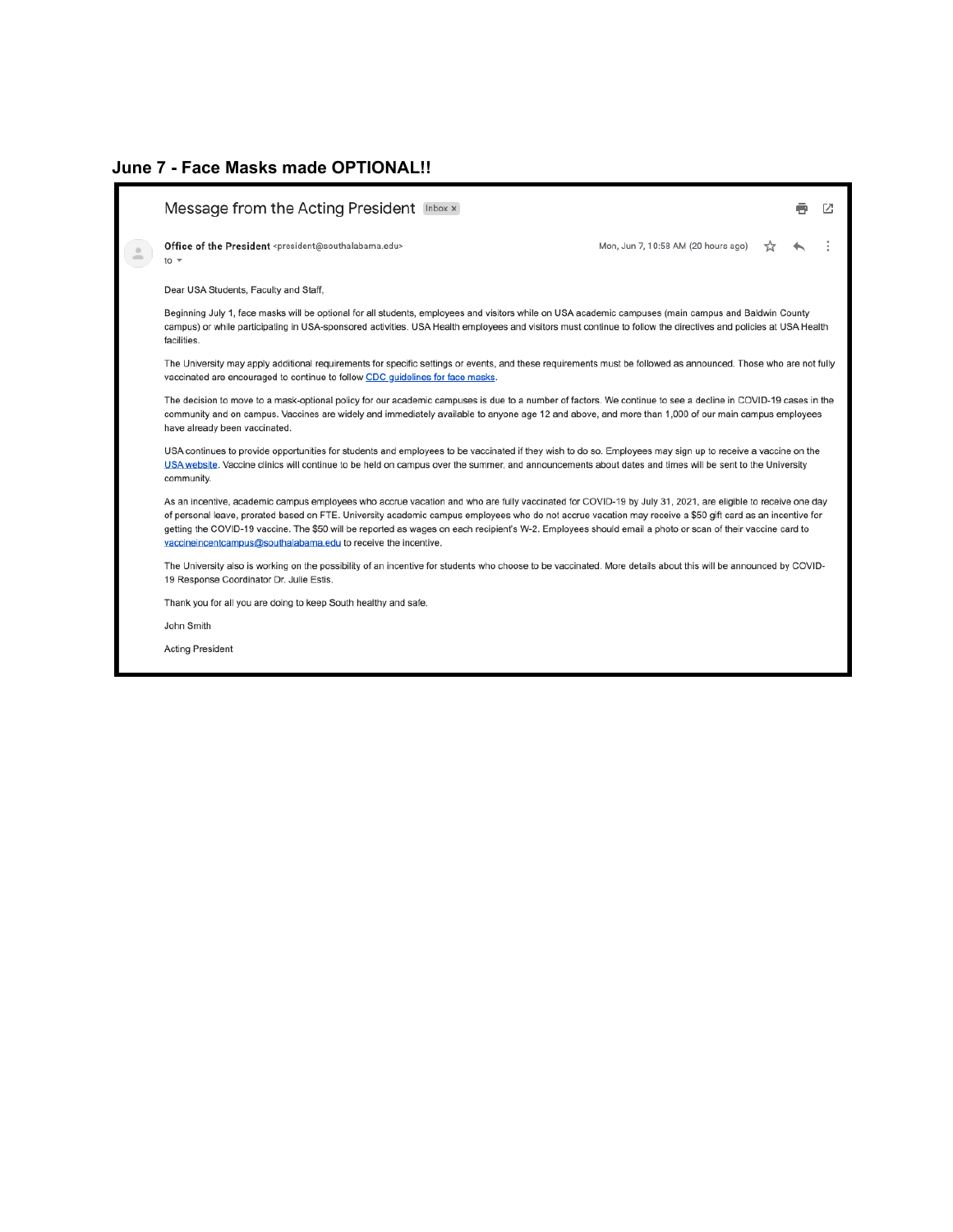## June 7 - Face Masks made OPTIONAL!!

Message from the Acting President Inbox ×

**Office of the President** <president@southalabama.edu>
to

Mon, Jun 7, 10:58 AM (20 hours ago)

Dear USA Students, Faculty and Staff,

Beginning July 1, face masks will be optional for all students, employees and visitors while on USA academic campuses (main campus and Baldwin County campus) or while participating in USA-sponsored activities. USA Health employees and visitors must continue to follow the directives and policies at USA Health facilities.

The University may apply additional requirements for specific settings or events, and these requirements must be followed as announced. Those who are not fully vaccinated are encouraged to continue to follow CDC guidelines for face masks.

The decision to move to a mask-optional policy for our academic campuses is due to a number of factors. We continue to see a decline in COVID-19 cases in the community and on campus. Vaccines are widely and immediately available to anyone age 12 and above, and more than 1,000 of our main campus employees have already been vaccinated.

USA continues to provide opportunities for students and employees to be vaccinated if they wish to do so. Employees may sign up to receive a vaccine on the USA website. Vaccine clinics will continue to be held on campus over the summer, and announcements about dates and times will be sent to the University community.

As an incentive, academic campus employees who accrue vacation and who are fully vaccinated for COVID-19 by July 31, 2021, are eligible to receive one day of personal leave, prorated based on FTE. University academic campus employees who do not accrue vacation may receive a $50 gift card as an incentive for getting the COVID-19 vaccine. The $50 will be reported as wages on each recipient's W-2. Employees should email a photo or scan of their vaccine card to vaccineincentcampus@southalabama.edu to receive the incentive.

The University also is working on the possibility of an incentive for students who choose to be vaccinated. More details about this will be announced by COVID-19 Response Coordinator Dr. Julie Estis.

Thank you for all you are doing to keep South healthy and safe.

John Smith

Acting President